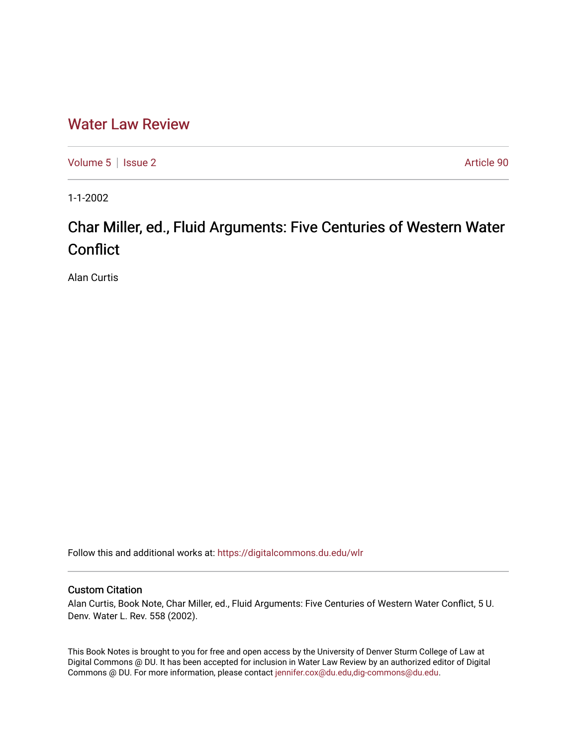# Water Law Review

Volume 5 | Issue 2 — Article 90

1-1-2002

## Char Miller, ed., Fluid Arguments: Five Centuries of Western Water Conflict

Alan Curtis

Follow this and additional works at: https://digitalcommons.du.edu/wlr

### Custom Citation

Alan Curtis, Book Note, Char Miller, ed., Fluid Arguments: Five Centuries of Western Water Conflict, 5 U. Denv. Water L. Rev. 558 (2002).

This Book Notes is brought to you for free and open access by the University of Denver Sturm College of Law at Digital Commons @ DU. It has been accepted for inclusion in Water Law Review by an authorized editor of Digital Commons @ DU. For more information, please contact jennifer.cox@du.edu,dig-commons@du.edu.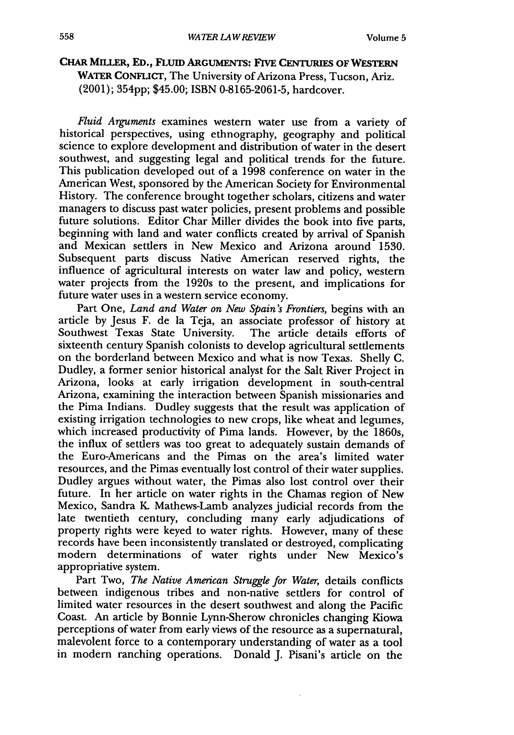**CHAR MILLER, ED., FLUID ARGUMENTS: FIVE CENTURIES OF WESTERN WATER CONFLICT**, The University of Arizona Press, Tucson, Ariz. (2001); 354pp; $45.00; ISBN 0-8165-2061-5, hardcover.

*Fluid Arguments* examines western water use from a variety of historical perspectives, using ethnography, geography and political science to explore development and distribution of water in the desert southwest, and suggesting legal and political trends for the future. This publication developed out of a 1998 conference on water in the American West, sponsored by the American Society for Environmental History. The conference brought together scholars, citizens and water managers to discuss past water policies, present problems and possible future solutions. Editor Char Miller divides the book into five parts, beginning with land and water conflicts created by arrival of Spanish and Mexican settlers in New Mexico and Arizona around 1530. Subsequent parts discuss Native American reserved rights, the influence of agricultural interests on water law and policy, western water projects from the 1920s to the present, and implications for future water uses in a western service economy.

Part One, *Land and Water on New Spain's Frontiers*, begins with an article by Jesus F. de la Teja, an associate professor of history at Southwest Texas State University. The article details efforts of sixteenth century Spanish colonists to develop agricultural settlements on the borderland between Mexico and what is now Texas. Shelly C. Dudley, a former senior historical analyst for the Salt River Project in Arizona, looks at early irrigation development in south-central Arizona, examining the interaction between Spanish missionaries and the Pima Indians. Dudley suggests that the result was application of existing irrigation technologies to new crops, like wheat and legumes, which increased productivity of Pima lands. However, by the 1860s, the influx of settlers was too great to adequately sustain demands of the Euro-Americans and the Pimas on the area's limited water resources, and the Pimas eventually lost control of their water supplies. Dudley argues without water, the Pimas also lost control over their future. In her article on water rights in the Chamas region of New Mexico, Sandra K. Mathews-Lamb analyzes judicial records from the late twentieth century, concluding many early adjudications of property rights were keyed to water rights. However, many of these records have been inconsistently translated or destroyed, complicating modern determinations of water rights under New Mexico's appropriative system.

Part Two, *The Native American Struggle for Water*, details conflicts between indigenous tribes and non-native settlers for control of limited water resources in the desert southwest and along the Pacific Coast. An article by Bonnie Lynn-Sherow chronicles changing Kiowa perceptions of water from early views of the resource as a supernatural, malevolent force to a contemporary understanding of water as a tool in modern ranching operations. Donald J. Pisani's article on the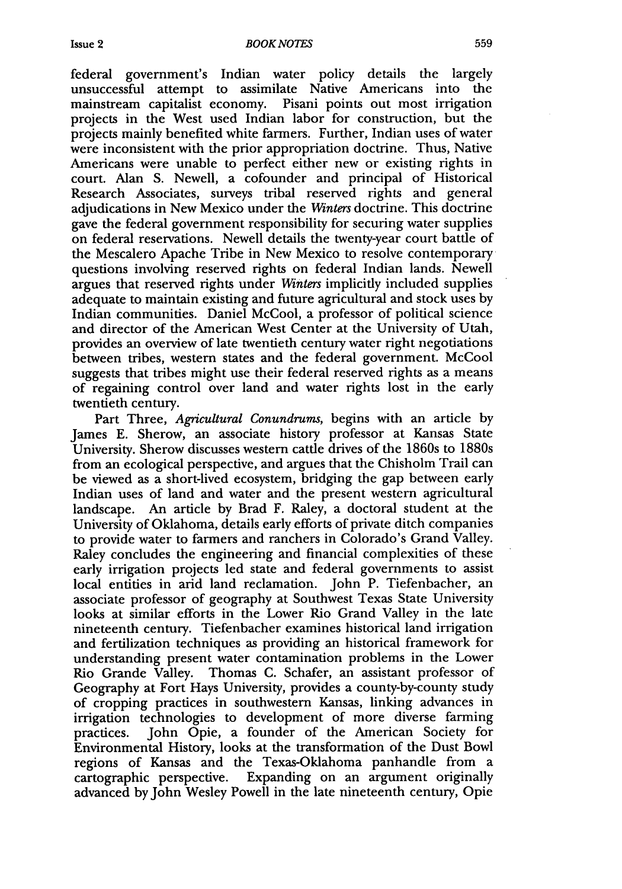federal government's Indian water policy details the largely unsuccessful attempt to assimilate Native Americans into the mainstream capitalist economy. Pisani points out most irrigation projects in the West used Indian labor for construction, but the projects mainly benefited white farmers. Further, Indian uses of water were inconsistent with the prior appropriation doctrine. Thus, Native Americans were unable to perfect either new or existing rights in court. Alan S. Newell, a cofounder and principal of Historical Research Associates, surveys tribal reserved rights and general adjudications in New Mexico under the *Winters* doctrine. This doctrine gave the federal government responsibility for securing water supplies on federal reservations. Newell details the twenty-year court battle of the Mescalero Apache Tribe in New Mexico to resolve contemporary questions involving reserved rights on federal Indian lands. Newell argues that reserved rights under *Winters* implicitly included supplies adequate to maintain existing and future agricultural and stock uses by Indian communities. Daniel McCool, a professor of political science and director of the American West Center at the University of Utah, provides an overview of late twentieth century water right negotiations between tribes, western states and the federal government. McCool suggests that tribes might use their federal reserved rights as a means of regaining control over land and water rights lost in the early twentieth century.

Part Three, *Agricultural Conundrums*, begins with an article by James E. Sherow, an associate history professor at Kansas State University. Sherow discusses western cattle drives of the 1860s to 1880s from an ecological perspective, and argues that the Chisholm Trail can be viewed as a short-lived ecosystem, bridging the gap between early Indian uses of land and water and the present western agricultural landscape. An article by Brad F. Raley, a doctoral student at the University of Oklahoma, details early efforts of private ditch companies to provide water to farmers and ranchers in Colorado's Grand Valley. Raley concludes the engineering and financial complexities of these early irrigation projects led state and federal governments to assist local entities in arid land reclamation. John P. Tiefenbacher, an associate professor of geography at Southwest Texas State University looks at similar efforts in the Lower Rio Grand Valley in the late nineteenth century. Tiefenbacher examines historical land irrigation and fertilization techniques as providing an historical framework for understanding present water contamination problems in the Lower Rio Grande Valley. Thomas C. Schafer, an assistant professor of Geography at Fort Hays University, provides a county-by-county study of cropping practices in southwestern Kansas, linking advances in irrigation technologies to development of more diverse farming practices. John Opie, a founder of the American Society for Environmental History, looks at the transformation of the Dust Bowl regions of Kansas and the Texas-Oklahoma panhandle from a cartographic perspective. Expanding on an argument originally advanced by John Wesley Powell in the late nineteenth century, Opie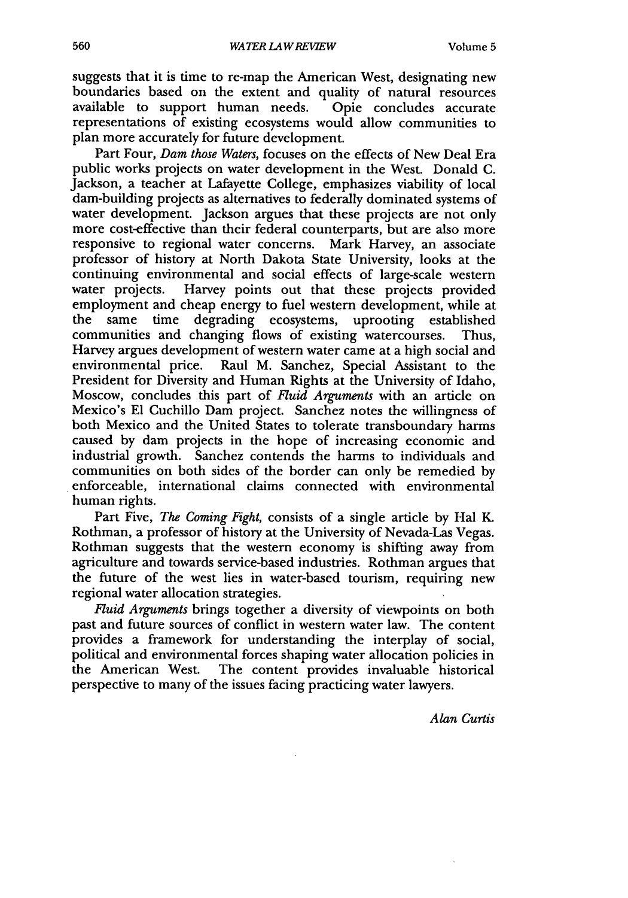suggests that it is time to re-map the American West, designating new boundaries based on the extent and quality of natural resources available to support human needs. Opie concludes accurate representations of existing ecosystems would allow communities to plan more accurately for future development.

Part Four, *Dam those Waters*, focuses on the effects of New Deal Era public works projects on water development in the West. Donald C. Jackson, a teacher at Lafayette College, emphasizes viability of local dam-building projects as alternatives to federally dominated systems of water development. Jackson argues that these projects are not only more cost-effective than their federal counterparts, but are also more responsive to regional water concerns. Mark Harvey, an associate professor of history at North Dakota State University, looks at the continuing environmental and social effects of large-scale western water projects. Harvey points out that these projects provided employment and cheap energy to fuel western development, while at the same time degrading ecosystems, uprooting established communities and changing flows of existing watercourses. Thus, Harvey argues development of western water came at a high social and environmental price. Raul M. Sanchez, Special Assistant to the President for Diversity and Human Rights at the University of Idaho, Moscow, concludes this part of *Fluid Arguments* with an article on Mexico's El Cuchillo Dam project. Sanchez notes the willingness of both Mexico and the United States to tolerate transboundary harms caused by dam projects in the hope of increasing economic and industrial growth. Sanchez contends the harms to individuals and communities on both sides of the border can only be remedied by enforceable, international claims connected with environmental human rights.

Part Five, *The Coming Fight*, consists of a single article by Hal K. Rothman, a professor of history at the University of Nevada-Las Vegas. Rothman suggests that the western economy is shifting away from agriculture and towards service-based industries. Rothman argues that the future of the west lies in water-based tourism, requiring new regional water allocation strategies.

*Fluid Arguments* brings together a diversity of viewpoints on both past and future sources of conflict in western water law. The content provides a framework for understanding the interplay of social, political and environmental forces shaping water allocation policies in the American West. The content provides invaluable historical perspective to many of the issues facing practicing water lawyers.

*Alan Curtis*